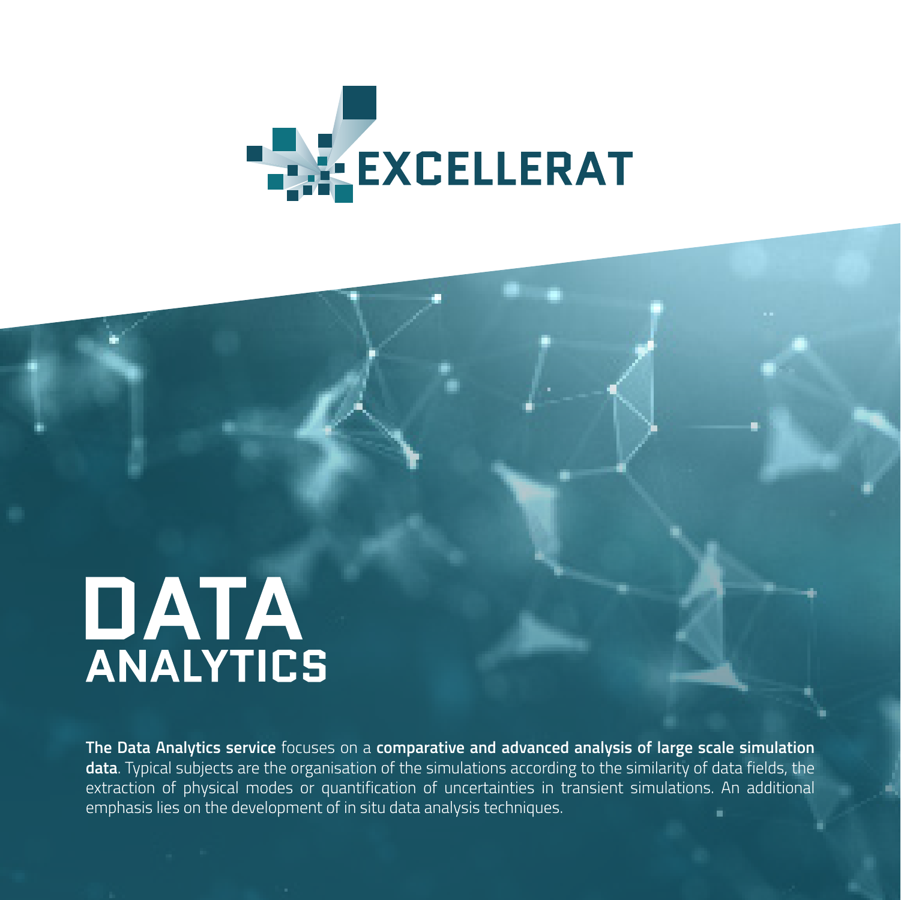EXCELLERAT

# DATA ANALYTICS

**The Data Analytics service** focuses on a **comparative and advanced analysis of large scale simulation data**. Typical subjects are the organisation of the simulations according to the similarity of data fields, the extraction of physical modes or quantification of uncertainties in transient simulations. An additional emphasis lies on the development of in situ data analysis techniques.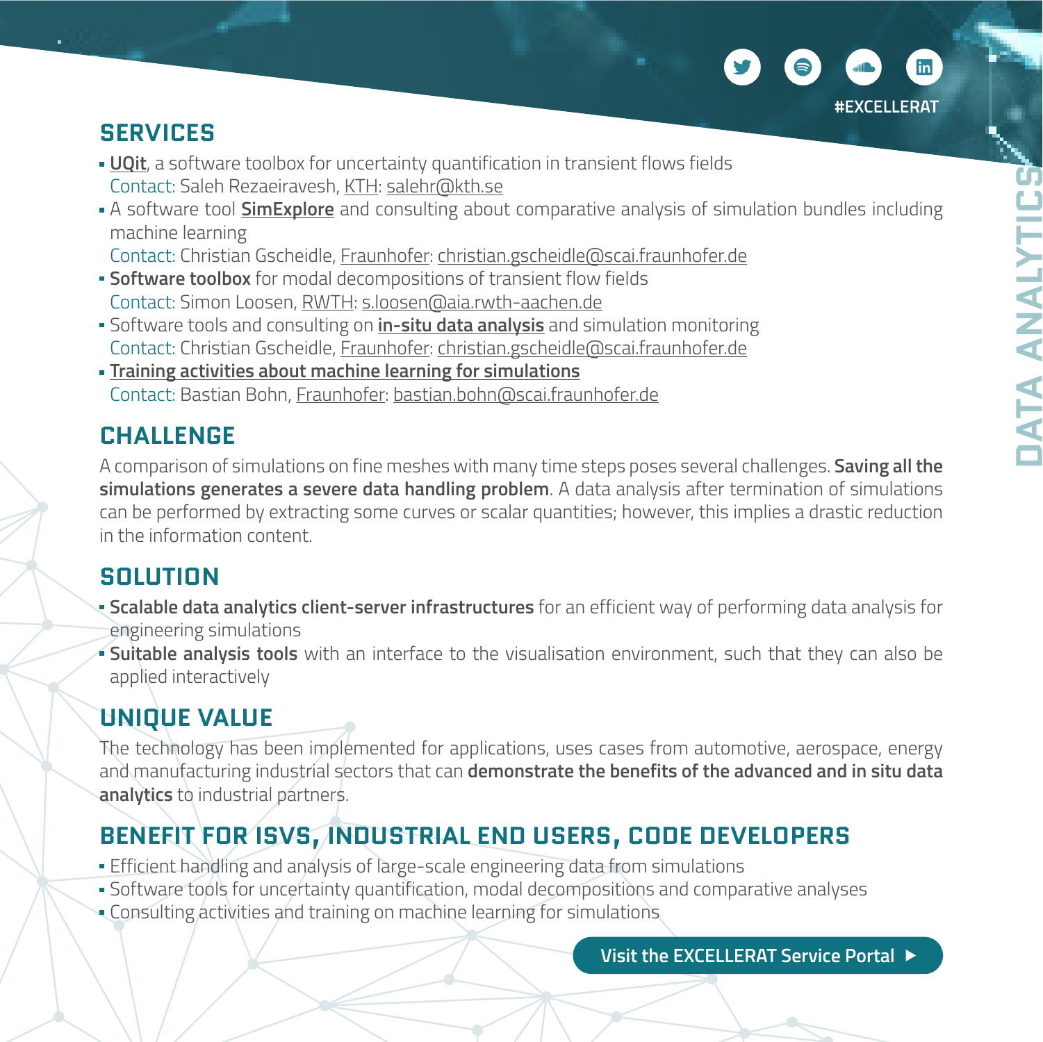#EXCELLERAT

DATA ANALYTICS

## SERVICES

- **UQit**, a software toolbox for uncertainty quantification in transient flows fields
  Contact: Saleh Rezaeiravesh, KTH: salehr@kth.se
- A software tool **SimExplore** and consulting about comparative analysis of simulation bundles including machine learning
  Contact: Christian Gscheidle, Fraunhofer: christian.gscheidle@scai.fraunhofer.de
- **Software toolbox** for modal decompositions of transient flow fields
  Contact: Simon Loosen, RWTH: s.loosen@aia.rwth-aachen.de
- Software tools and consulting on **in-situ data analysis** and simulation monitoring
  Contact: Christian Gscheidle, Fraunhofer: christian.gscheidle@scai.fraunhofer.de
- **Training activities about machine learning for simulations**
  Contact: Bastian Bohn, Fraunhofer: bastian.bohn@scai.fraunhofer.de

## CHALLENGE

A comparison of simulations on fine meshes with many time steps poses several challenges. **Saving all the simulations generates a severe data handling problem**. A data analysis after termination of simulations can be performed by extracting some curves or scalar quantities; however, this implies a drastic reduction in the information content.

## SOLUTION

- **Scalable data analytics client-server infrastructures** for an efficient way of performing data analysis for engineering simulations
- **Suitable analysis tools** with an interface to the visualisation environment, such that they can also be applied interactively

## UNIQUE VALUE

The technology has been implemented for applications, uses cases from automotive, aerospace, energy and manufacturing industrial sectors that can **demonstrate the benefits of the advanced and in situ data analytics** to industrial partners.

## BENEFIT FOR ISVS, INDUSTRIAL END USERS, CODE DEVELOPERS

- Efficient handling and analysis of large-scale engineering data from simulations
- Software tools for uncertainty quantification, modal decompositions and comparative analyses
- Consulting activities and training on machine learning for simulations

Visit the EXCELLERAT Service Portal ▶